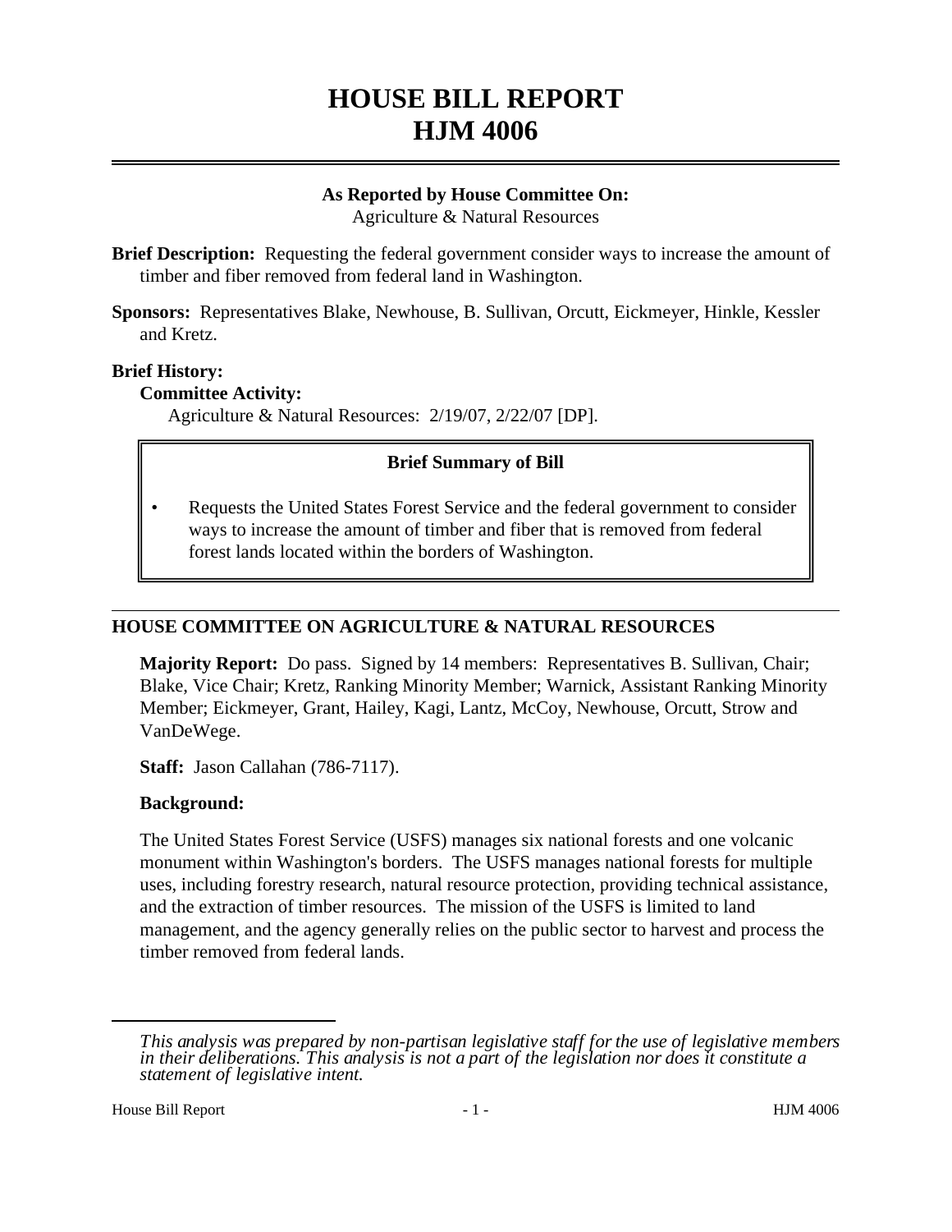# HOUSE BILL REPORT
# HJM 4006

**As Reported by House Committee On:**
Agriculture & Natural Resources

**Brief Description:** Requesting the federal government consider ways to increase the amount of timber and fiber removed from federal land in Washington.

**Sponsors:** Representatives Blake, Newhouse, B. Sullivan, Orcutt, Eickmeyer, Hinkle, Kessler and Kretz.

**Brief History:**

**Committee Activity:**

Agriculture & Natural Resources: 2/19/07, 2/22/07 [DP].

**Brief Summary of Bill**

- Requests the United States Forest Service and the federal government to consider ways to increase the amount of timber and fiber that is removed from federal forest lands located within the borders of Washington.

## HOUSE COMMITTEE ON AGRICULTURE & NATURAL RESOURCES

**Majority Report:** Do pass. Signed by 14 members: Representatives B. Sullivan, Chair; Blake, Vice Chair; Kretz, Ranking Minority Member; Warnick, Assistant Ranking Minority Member; Eickmeyer, Grant, Hailey, Kagi, Lantz, McCoy, Newhouse, Orcutt, Strow and VanDeWege.

**Staff:** Jason Callahan (786-7117).

**Background:**

The United States Forest Service (USFS) manages six national forests and one volcanic monument within Washington's borders. The USFS manages national forests for multiple uses, including forestry research, natural resource protection, providing technical assistance, and the extraction of timber resources. The mission of the USFS is limited to land management, and the agency generally relies on the public sector to harvest and process the timber removed from federal lands.

---

*This analysis was prepared by non-partisan legislative staff for the use of legislative members in their deliberations. This analysis is not a part of the legislation nor does it constitute a statement of legislative intent.*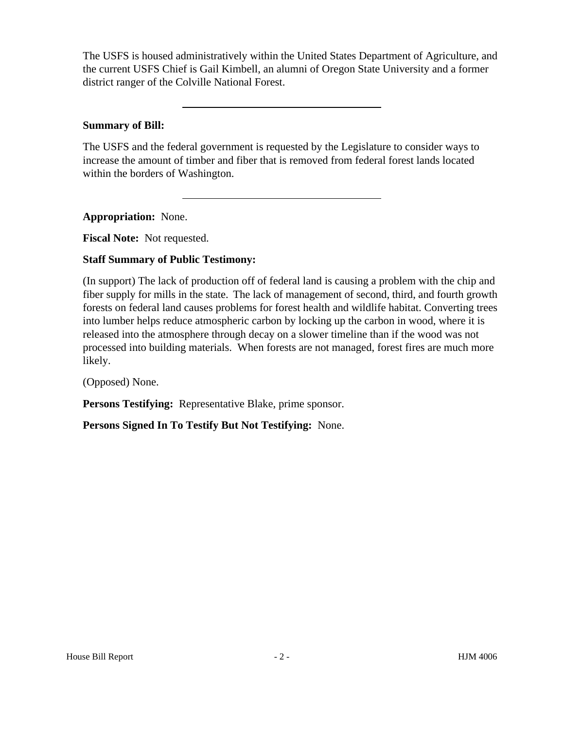The USFS is housed administratively within the United States Department of Agriculture, and the current USFS Chief is Gail Kimbell, an alumni of Oregon State University and a former district ranger of the Colville National Forest.

---

**Summary of Bill:**

The USFS and the federal government is requested by the Legislature to consider ways to increase the amount of timber and fiber that is removed from federal forest lands located within the borders of Washington.

---

**Appropriation:** None.

**Fiscal Note:** Not requested.

**Staff Summary of Public Testimony:**

(In support) The lack of production off of federal land is causing a problem with the chip and fiber supply for mills in the state. The lack of management of second, third, and fourth growth forests on federal land causes problems for forest health and wildlife habitat. Converting trees into lumber helps reduce atmospheric carbon by locking up the carbon in wood, where it is released into the atmosphere through decay on a slower timeline than if the wood was not processed into building materials. When forests are not managed, forest fires are much more likely.

(Opposed) None.

**Persons Testifying:** Representative Blake, prime sponsor.

**Persons Signed In To Testify But Not Testifying:** None.